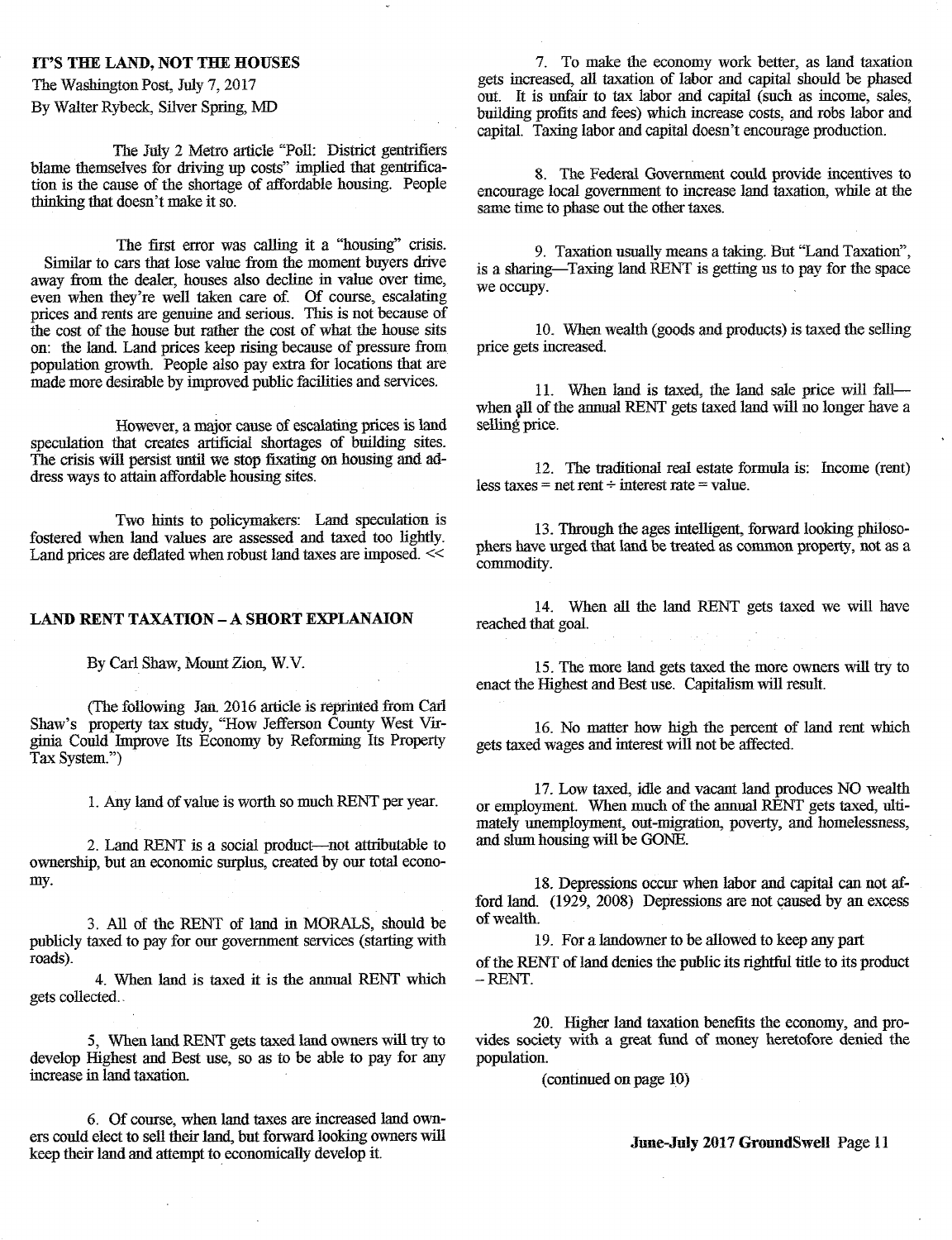## IT'S THE LAND, NOT THE HOUSES

The Washington Post, July 7, 2017

By Walter Rybeck, Silver Spring, MD

The July 2 Metro article "Poll: District gentrifiers blame themselves for driving up costs" implied that gentrification is the cause of the shortage of affordable housing. People thinking that doesn't make it so.

The first error was calling it a "housing" crisis. Similar to cars that lose value from the moment buyers drive away from the dealer, houses also decline in value over time, even when they're well taken care of. Of course, escalating prices and rents are genuine and serious. This is not because of the cost of the house but rather the cost of what the house sits on: the land. Land prices keep rising because of pressure from population growth. People also pay extra for locations that are made more desirable by improved public facilities and services.

However, a major cause of escalating prices is land speculation that creates artificial shortages of building sites. The crisis will persist until we stop fixating on housing and address ways to attain affordable housing sites.

Two hints to policymakers: Land speculation is fostered when land values are assessed and taxed too lightly. Land prices are deflated when robust land taxes are imposed. <<

## LAND RENT TAXATION – A SHORT EXPLANAION

By Carl Shaw, Mount Zion, W.V.

(The following Jan. 2016 article is reprinted from Carl Shaw's property tax study, "How Jefferson County West Virginia Could Improve Its Economy by Reforming Its Property Tax System.")

1. Any land of value is worth so much RENT per year.

2. Land RENT is a social product—not attributable to ownership, but an economic surplus, created by our total economy.

3. All of the RENT of land in MORALS, should be publicly taxed to pay for our government services (starting with roads).

4. When land is taxed it is the annual RENT which gets collected.

5, When land RENT gets taxed land owners will try to develop Highest and Best use, so as to be able to pay for any increase in land taxation.

6. Of course, when land taxes are increased land owners could elect to sell their land, but forward looking owners will keep their land and attempt to economically develop it.

7. To make the economy work better, as land taxation gets increased, all taxation of labor and capital should be phased out. It is unfair to tax labor and capital (such as income, sales, building profits and fees) which increase costs, and robs labor and capital. Taxing labor and capital doesn't encourage production.

8. The Federal Government could provide incentives to encourage local government to increase land taxation, while at the same time to phase out the other taxes.

9. Taxation usually means a taking. But "Land Taxation", is a sharing—Taxing land RENT is getting us to pay for the space we occupy.

10. When wealth (goods and products) is taxed the selling price gets increased.

11. When land is taxed, the land sale price will fall—when all of the annual RENT gets taxed land will no longer have a selling price.

12. The traditional real estate formula is: Income (rent) less taxes = net rent ÷ interest rate = value.

13. Through the ages intelligent, forward looking philosophers have urged that land be treated as common property, not as a commodity.

14. When all the land RENT gets taxed we will have reached that goal.

15. The more land gets taxed the more owners will try to enact the Highest and Best use. Capitalism will result.

16. No matter how high the percent of land rent which gets taxed wages and interest will not be affected.

17. Low taxed, idle and vacant land produces NO wealth or employment. When much of the annual RENT gets taxed, ultimately unemployment, out-migration, poverty, and homelessness, and slum housing will be GONE.

18. Depressions occur when labor and capital can not afford land. (1929, 2008) Depressions are not caused by an excess of wealth.

19. For a landowner to be allowed to keep any part of the RENT of land denies the public its rightful title to its product – RENT.

20. Higher land taxation benefits the economy, and provides society with a great fund of money heretofore denied the population.

(continued on page 10)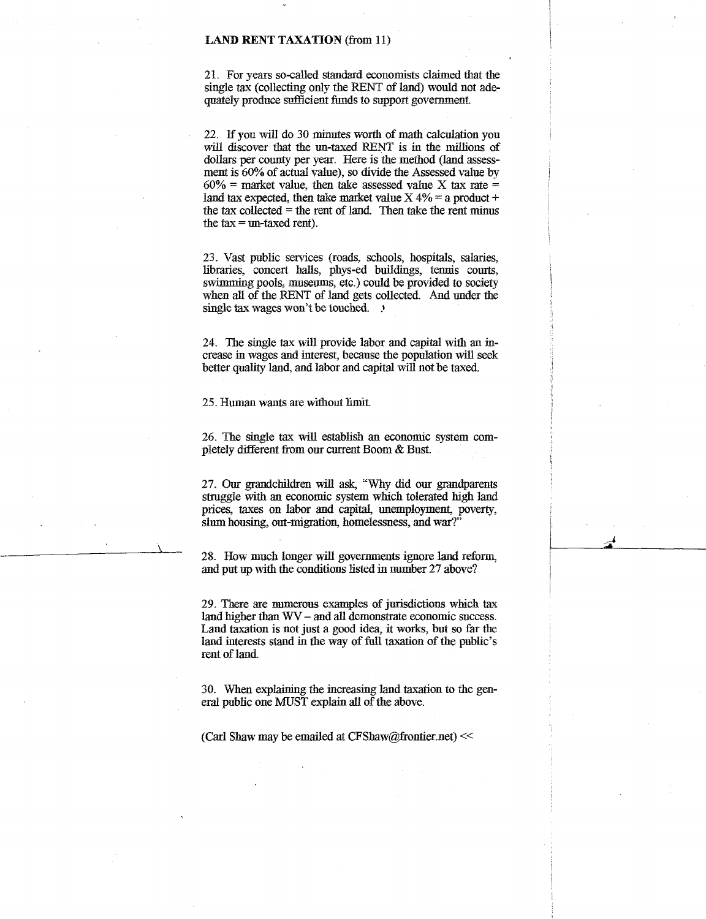**LAND RENT TAXATION** (from 11)

21. For years so-called standard economists claimed that the single tax (collecting only the RENT of land) would not adequately produce sufficient funds to support government.

22. If you will do 30 minutes worth of math calculation you will discover that the un-taxed RENT is in the millions of dollars per county per year. Here is the method (land assessment is 60% of actual value), so divide the Assessed value by 60% = market value, then take assessed value X tax rate = land tax expected, then take market value X 4% = a product + the tax collected = the rent of land. Then take the rent minus the tax = un-taxed rent).

23. Vast public services (roads, schools, hospitals, salaries, libraries, concert halls, phys-ed buildings, tennis courts, swimming pools, museums, etc.) could be provided to society when all of the RENT of land gets collected. And under the single tax wages won't be touched.

24. The single tax will provide labor and capital with an increase in wages and interest, because the population will seek better quality land, and labor and capital will not be taxed.

25. Human wants are without limit.

26. The single tax will establish an economic system completely different from our current Boom & Bust.

27. Our grandchildren will ask, "Why did our grandparents struggle with an economic system which tolerated high land prices, taxes on labor and capital, unemployment, poverty, slum housing, out-migration, homelessness, and war?"

28. How much longer will governments ignore land reform, and put up with the conditions listed in number 27 above?

29. There are numerous examples of jurisdictions which tax land higher than WV – and all demonstrate economic success. Land taxation is not just a good idea, it works, but so far the land interests stand in the way of full taxation of the public's rent of land.

30. When explaining the increasing land taxation to the general public one MUST explain all of the above.

(Carl Shaw may be emailed at CFShaw@frontier.net) <<